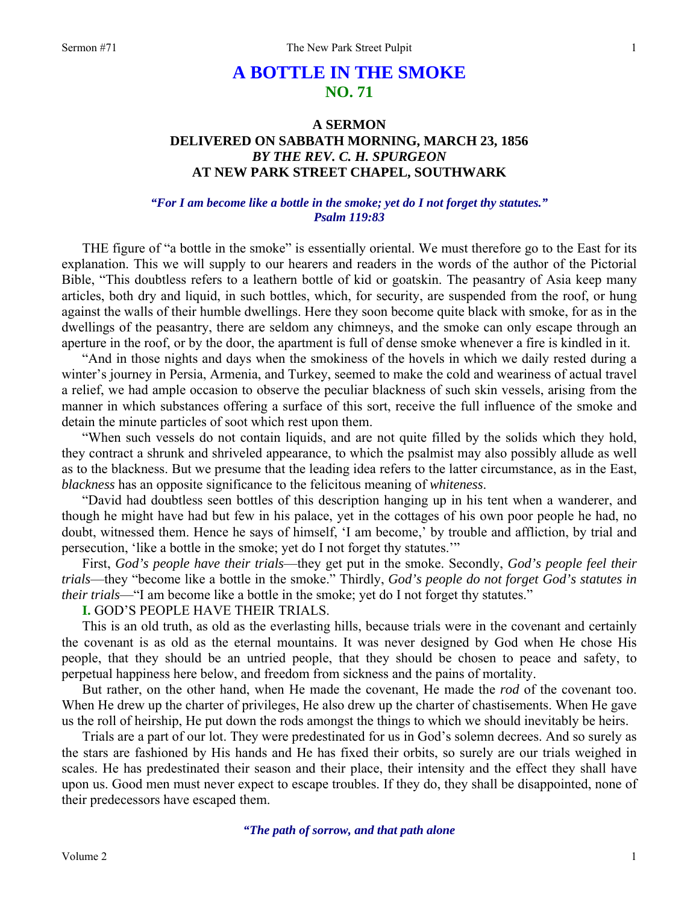# A BOTTLE IN THE SMOKE
## NO. 71

### A SERMON
### DELIVERED ON SABBATH MORNING, MARCH 23, 1856
### *BY THE REV. C. H. SPURGEON*
### AT NEW PARK STREET CHAPEL, SOUTHWARK

***"For I am become like a bottle in the smoke; yet do I not forget thy statutes." Psalm 119:83***

THE figure of "a bottle in the smoke" is essentially oriental. We must therefore go to the East for its explanation. This we will supply to our hearers and readers in the words of the author of the Pictorial Bible, "This doubtless refers to a leathern bottle of kid or goatskin. The peasantry of Asia keep many articles, both dry and liquid, in such bottles, which, for security, are suspended from the roof, or hung against the walls of their humble dwellings. Here they soon become quite black with smoke, for as in the dwellings of the peasantry, there are seldom any chimneys, and the smoke can only escape through an aperture in the roof, or by the door, the apartment is full of dense smoke whenever a fire is kindled in it.

"And in those nights and days when the smokiness of the hovels in which we daily rested during a winter's journey in Persia, Armenia, and Turkey, seemed to make the cold and weariness of actual travel a relief, we had ample occasion to observe the peculiar blackness of such skin vessels, arising from the manner in which substances offering a surface of this sort, receive the full influence of the smoke and detain the minute particles of soot which rest upon them.

"When such vessels do not contain liquids, and are not quite filled by the solids which they hold, they contract a shrunk and shriveled appearance, to which the psalmist may also possibly allude as well as to the blackness. But we presume that the leading idea refers to the latter circumstance, as in the East, *blackness* has an opposite significance to the felicitous meaning of *whiteness*.

"David had doubtless seen bottles of this description hanging up in his tent when a wanderer, and though he might have had but few in his palace, yet in the cottages of his own poor people he had, no doubt, witnessed them. Hence he says of himself, 'I am become,' by trouble and affliction, by trial and persecution, 'like a bottle in the smoke; yet do I not forget thy statutes.'"

First, *God's people have their trials*—they get put in the smoke. Secondly, *God's people feel their trials*—they "become like a bottle in the smoke." Thirdly, *God's people do not forget God's statutes in their trials*—"I am become like a bottle in the smoke; yet do I not forget thy statutes."

**I.** GOD'S PEOPLE HAVE THEIR TRIALS.

This is an old truth, as old as the everlasting hills, because trials were in the covenant and certainly the covenant is as old as the eternal mountains. It was never designed by God when He chose His people, that they should be an untried people, that they should be chosen to peace and safety, to perpetual happiness here below, and freedom from sickness and the pains of mortality.

But rather, on the other hand, when He made the covenant, He made the *rod* of the covenant too. When He drew up the charter of privileges, He also drew up the charter of chastisements. When He gave us the roll of heirship, He put down the rods amongst the things to which we should inevitably be heirs.

Trials are a part of our lot. They were predestinated for us in God's solemn decrees. And so surely as the stars are fashioned by His hands and He has fixed their orbits, so surely are our trials weighed in scales. He has predestinated their season and their place, their intensity and the effect they shall have upon us. Good men must never expect to escape troubles. If they do, they shall be disappointed, none of their predecessors have escaped them.

***"The path of sorrow, and that path alone***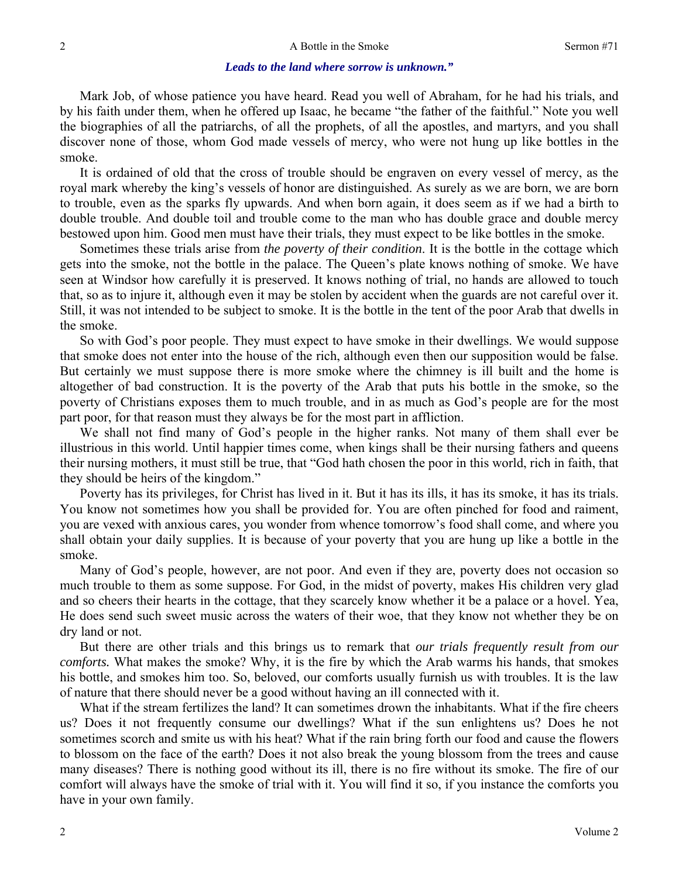***Leads to the land where sorrow is unknown."***

Mark Job, of whose patience you have heard. Read you well of Abraham, for he had his trials, and by his faith under them, when he offered up Isaac, he became "the father of the faithful." Note you well the biographies of all the patriarchs, of all the prophets, of all the apostles, and martyrs, and you shall discover none of those, whom God made vessels of mercy, who were not hung up like bottles in the smoke.

It is ordained of old that the cross of trouble should be engraven on every vessel of mercy, as the royal mark whereby the king's vessels of honor are distinguished. As surely as we are born, we are born to trouble, even as the sparks fly upwards. And when born again, it does seem as if we had a birth to double trouble. And double toil and trouble come to the man who has double grace and double mercy bestowed upon him. Good men must have their trials, they must expect to be like bottles in the smoke.

Sometimes these trials arise from *the poverty of their condition*. It is the bottle in the cottage which gets into the smoke, not the bottle in the palace. The Queen's plate knows nothing of smoke. We have seen at Windsor how carefully it is preserved. It knows nothing of trial, no hands are allowed to touch that, so as to injure it, although even it may be stolen by accident when the guards are not careful over it. Still, it was not intended to be subject to smoke. It is the bottle in the tent of the poor Arab that dwells in the smoke.

So with God's poor people. They must expect to have smoke in their dwellings. We would suppose that smoke does not enter into the house of the rich, although even then our supposition would be false. But certainly we must suppose there is more smoke where the chimney is ill built and the home is altogether of bad construction. It is the poverty of the Arab that puts his bottle in the smoke, so the poverty of Christians exposes them to much trouble, and in as much as God's people are for the most part poor, for that reason must they always be for the most part in affliction.

We shall not find many of God's people in the higher ranks. Not many of them shall ever be illustrious in this world. Until happier times come, when kings shall be their nursing fathers and queens their nursing mothers, it must still be true, that "God hath chosen the poor in this world, rich in faith, that they should be heirs of the kingdom."

Poverty has its privileges, for Christ has lived in it. But it has its ills, it has its smoke, it has its trials. You know not sometimes how you shall be provided for. You are often pinched for food and raiment, you are vexed with anxious cares, you wonder from whence tomorrow's food shall come, and where you shall obtain your daily supplies. It is because of your poverty that you are hung up like a bottle in the smoke.

Many of God's people, however, are not poor. And even if they are, poverty does not occasion so much trouble to them as some suppose. For God, in the midst of poverty, makes His children very glad and so cheers their hearts in the cottage, that they scarcely know whether it be a palace or a hovel. Yea, He does send such sweet music across the waters of their woe, that they know not whether they be on dry land or not.

But there are other trials and this brings us to remark that *our trials frequently result from our comforts.* What makes the smoke? Why, it is the fire by which the Arab warms his hands, that smokes his bottle, and smokes him too. So, beloved, our comforts usually furnish us with troubles. It is the law of nature that there should never be a good without having an ill connected with it.

What if the stream fertilizes the land? It can sometimes drown the inhabitants. What if the fire cheers us? Does it not frequently consume our dwellings? What if the sun enlightens us? Does he not sometimes scorch and smite us with his heat? What if the rain bring forth our food and cause the flowers to blossom on the face of the earth? Does it not also break the young blossom from the trees and cause many diseases? There is nothing good without its ill, there is no fire without its smoke. The fire of our comfort will always have the smoke of trial with it. You will find it so, if you instance the comforts you have in your own family.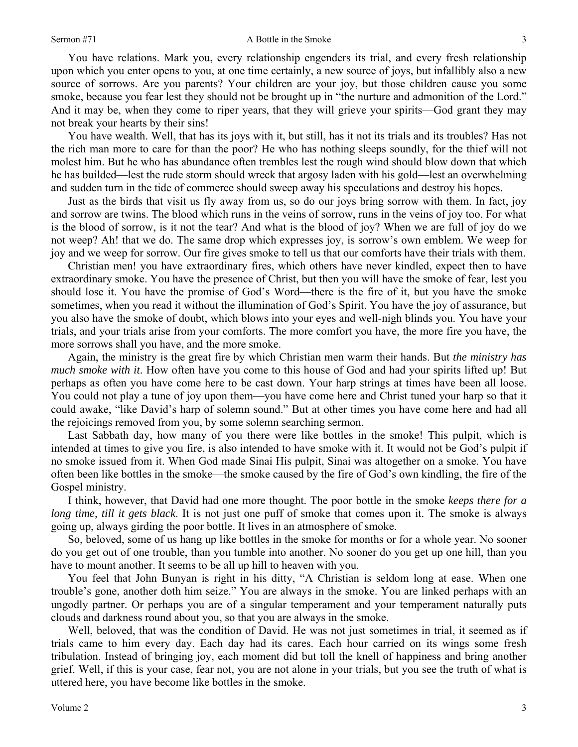You have relations. Mark you, every relationship engenders its trial, and every fresh relationship upon which you enter opens to you, at one time certainly, a new source of joys, but infallibly also a new source of sorrows. Are you parents? Your children are your joy, but those children cause you some smoke, because you fear lest they should not be brought up in "the nurture and admonition of the Lord." And it may be, when they come to riper years, that they will grieve your spirits—God grant they may not break your hearts by their sins!

You have wealth. Well, that has its joys with it, but still, has it not its trials and its troubles? Has not the rich man more to care for than the poor? He who has nothing sleeps soundly, for the thief will not molest him. But he who has abundance often trembles lest the rough wind should blow down that which he has builded—lest the rude storm should wreck that argosy laden with his gold—lest an overwhelming and sudden turn in the tide of commerce should sweep away his speculations and destroy his hopes.

Just as the birds that visit us fly away from us, so do our joys bring sorrow with them. In fact, joy and sorrow are twins. The blood which runs in the veins of sorrow, runs in the veins of joy too. For what is the blood of sorrow, is it not the tear? And what is the blood of joy? When we are full of joy do we not weep? Ah! that we do. The same drop which expresses joy, is sorrow's own emblem. We weep for joy and we weep for sorrow. Our fire gives smoke to tell us that our comforts have their trials with them.

Christian men! you have extraordinary fires, which others have never kindled, expect then to have extraordinary smoke. You have the presence of Christ, but then you will have the smoke of fear, lest you should lose it. You have the promise of God's Word—there is the fire of it, but you have the smoke sometimes, when you read it without the illumination of God's Spirit. You have the joy of assurance, but you also have the smoke of doubt, which blows into your eyes and well-nigh blinds you. You have your trials, and your trials arise from your comforts. The more comfort you have, the more fire you have, the more sorrows shall you have, and the more smoke.

Again, the ministry is the great fire by which Christian men warm their hands. But *the ministry has much smoke with it*. How often have you come to this house of God and had your spirits lifted up! But perhaps as often you have come here to be cast down. Your harp strings at times have been all loose. You could not play a tune of joy upon them—you have come here and Christ tuned your harp so that it could awake, "like David's harp of solemn sound." But at other times you have come here and had all the rejoicings removed from you, by some solemn searching sermon.

Last Sabbath day, how many of you there were like bottles in the smoke! This pulpit, which is intended at times to give you fire, is also intended to have smoke with it. It would not be God's pulpit if no smoke issued from it. When God made Sinai His pulpit, Sinai was altogether on a smoke. You have often been like bottles in the smoke—the smoke caused by the fire of God's own kindling, the fire of the Gospel ministry.

I think, however, that David had one more thought. The poor bottle in the smoke *keeps there for a long time, till it gets black*. It is not just one puff of smoke that comes upon it. The smoke is always going up, always girding the poor bottle. It lives in an atmosphere of smoke.

So, beloved, some of us hang up like bottles in the smoke for months or for a whole year. No sooner do you get out of one trouble, than you tumble into another. No sooner do you get up one hill, than you have to mount another. It seems to be all up hill to heaven with you.

You feel that John Bunyan is right in his ditty, "A Christian is seldom long at ease. When one trouble's gone, another doth him seize." You are always in the smoke. You are linked perhaps with an ungodly partner. Or perhaps you are of a singular temperament and your temperament naturally puts clouds and darkness round about you, so that you are always in the smoke.

Well, beloved, that was the condition of David. He was not just sometimes in trial, it seemed as if trials came to him every day. Each day had its cares. Each hour carried on its wings some fresh tribulation. Instead of bringing joy, each moment did but toll the knell of happiness and bring another grief. Well, if this is your case, fear not, you are not alone in your trials, but you see the truth of what is uttered here, you have become like bottles in the smoke.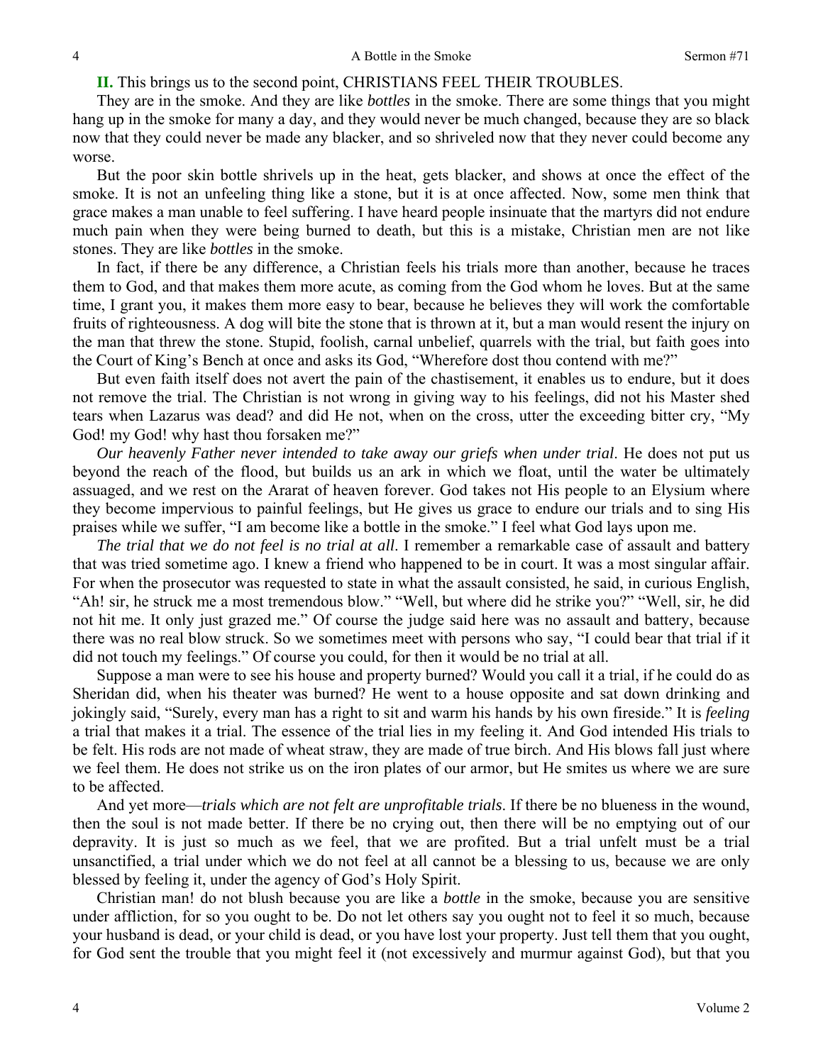**II.** This brings us to the second point, CHRISTIANS FEEL THEIR TROUBLES.

They are in the smoke. And they are like *bottles* in the smoke. There are some things that you might hang up in the smoke for many a day, and they would never be much changed, because they are so black now that they could never be made any blacker, and so shriveled now that they never could become any worse.

But the poor skin bottle shrivels up in the heat, gets blacker, and shows at once the effect of the smoke. It is not an unfeeling thing like a stone, but it is at once affected. Now, some men think that grace makes a man unable to feel suffering. I have heard people insinuate that the martyrs did not endure much pain when they were being burned to death, but this is a mistake, Christian men are not like stones. They are like *bottles* in the smoke.

In fact, if there be any difference, a Christian feels his trials more than another, because he traces them to God, and that makes them more acute, as coming from the God whom he loves. But at the same time, I grant you, it makes them more easy to bear, because he believes they will work the comfortable fruits of righteousness. A dog will bite the stone that is thrown at it, but a man would resent the injury on the man that threw the stone. Stupid, foolish, carnal unbelief, quarrels with the trial, but faith goes into the Court of King's Bench at once and asks its God, "Wherefore dost thou contend with me?"

But even faith itself does not avert the pain of the chastisement, it enables us to endure, but it does not remove the trial. The Christian is not wrong in giving way to his feelings, did not his Master shed tears when Lazarus was dead? and did He not, when on the cross, utter the exceeding bitter cry, "My God! my God! why hast thou forsaken me?"

*Our heavenly Father never intended to take away our griefs when under trial*. He does not put us beyond the reach of the flood, but builds us an ark in which we float, until the water be ultimately assuaged, and we rest on the Ararat of heaven forever. God takes not His people to an Elysium where they become impervious to painful feelings, but He gives us grace to endure our trials and to sing His praises while we suffer, "I am become like a bottle in the smoke." I feel what God lays upon me.

*The trial that we do not feel is no trial at all*. I remember a remarkable case of assault and battery that was tried sometime ago. I knew a friend who happened to be in court. It was a most singular affair. For when the prosecutor was requested to state in what the assault consisted, he said, in curious English, "Ah! sir, he struck me a most tremendous blow." "Well, but where did he strike you?" "Well, sir, he did not hit me. It only just grazed me." Of course the judge said here was no assault and battery, because there was no real blow struck. So we sometimes meet with persons who say, "I could bear that trial if it did not touch my feelings." Of course you could, for then it would be no trial at all.

Suppose a man were to see his house and property burned? Would you call it a trial, if he could do as Sheridan did, when his theater was burned? He went to a house opposite and sat down drinking and jokingly said, "Surely, every man has a right to sit and warm his hands by his own fireside." It is *feeling* a trial that makes it a trial. The essence of the trial lies in my feeling it. And God intended His trials to be felt. His rods are not made of wheat straw, they are made of true birch. And His blows fall just where we feel them. He does not strike us on the iron plates of our armor, but He smites us where we are sure to be affected.

And yet more—*trials which are not felt are unprofitable trials*. If there be no blueness in the wound, then the soul is not made better. If there be no crying out, then there will be no emptying out of our depravity. It is just so much as we feel, that we are profited. But a trial unfelt must be a trial unsanctified, a trial under which we do not feel at all cannot be a blessing to us, because we are only blessed by feeling it, under the agency of God's Holy Spirit.

Christian man! do not blush because you are like a *bottle* in the smoke, because you are sensitive under affliction, for so you ought to be. Do not let others say you ought not to feel it so much, because your husband is dead, or your child is dead, or you have lost your property. Just tell them that you ought, for God sent the trouble that you might feel it (not excessively and murmur against God), but that you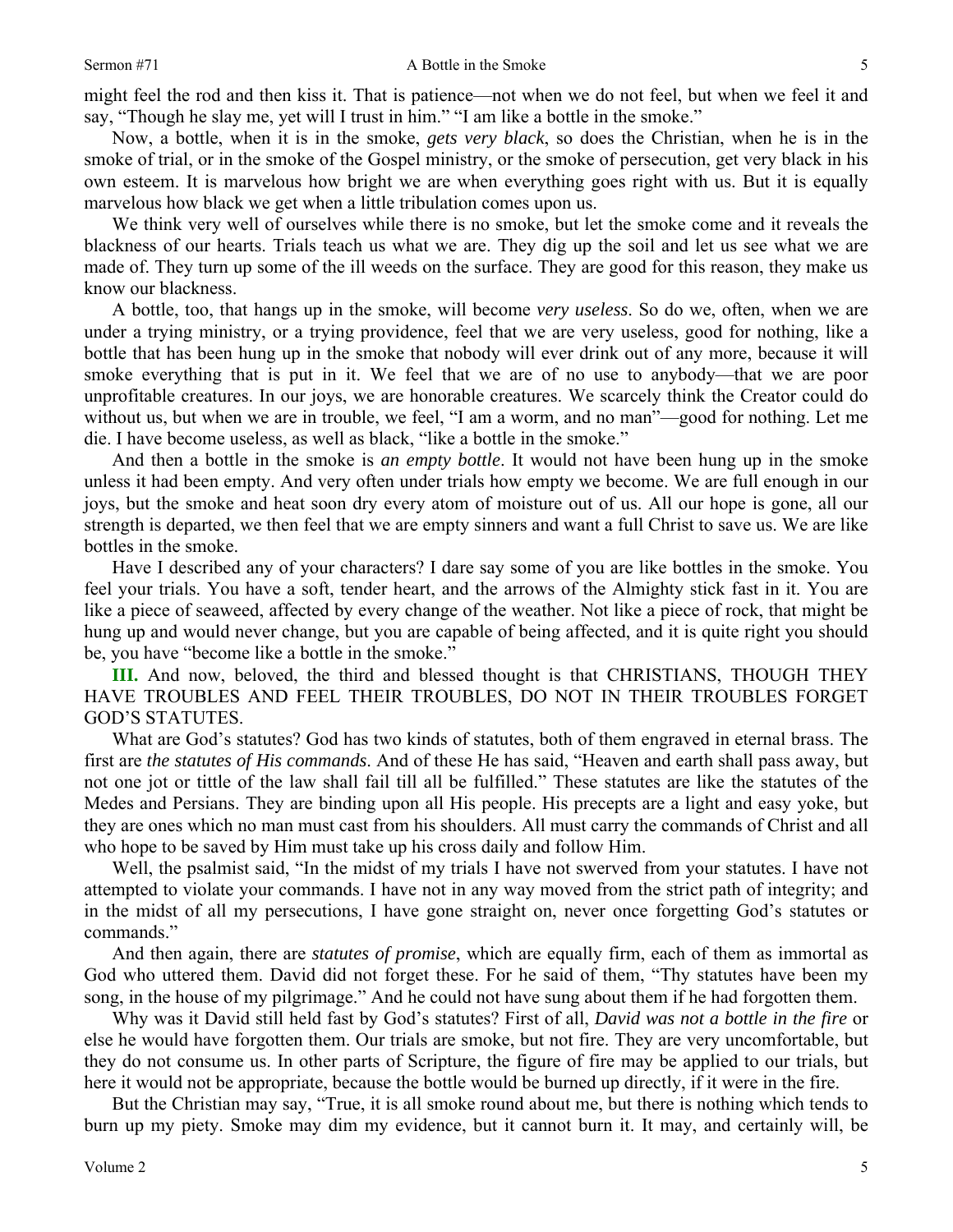might feel the rod and then kiss it. That is patience—not when we do not feel, but when we feel it and say, "Though he slay me, yet will I trust in him." "I am like a bottle in the smoke."

Now, a bottle, when it is in the smoke, *gets very black*, so does the Christian, when he is in the smoke of trial, or in the smoke of the Gospel ministry, or the smoke of persecution, get very black in his own esteem. It is marvelous how bright we are when everything goes right with us. But it is equally marvelous how black we get when a little tribulation comes upon us.

We think very well of ourselves while there is no smoke, but let the smoke come and it reveals the blackness of our hearts. Trials teach us what we are. They dig up the soil and let us see what we are made of. They turn up some of the ill weeds on the surface. They are good for this reason, they make us know our blackness.

A bottle, too, that hangs up in the smoke, will become *very useless*. So do we, often, when we are under a trying ministry, or a trying providence, feel that we are very useless, good for nothing, like a bottle that has been hung up in the smoke that nobody will ever drink out of any more, because it will smoke everything that is put in it. We feel that we are of no use to anybody—that we are poor unprofitable creatures. In our joys, we are honorable creatures. We scarcely think the Creator could do without us, but when we are in trouble, we feel, "I am a worm, and no man"—good for nothing. Let me die. I have become useless, as well as black, "like a bottle in the smoke."

And then a bottle in the smoke is *an empty bottle*. It would not have been hung up in the smoke unless it had been empty. And very often under trials how empty we become. We are full enough in our joys, but the smoke and heat soon dry every atom of moisture out of us. All our hope is gone, all our strength is departed, we then feel that we are empty sinners and want a full Christ to save us. We are like bottles in the smoke.

Have I described any of your characters? I dare say some of you are like bottles in the smoke. You feel your trials. You have a soft, tender heart, and the arrows of the Almighty stick fast in it. You are like a piece of seaweed, affected by every change of the weather. Not like a piece of rock, that might be hung up and would never change, but you are capable of being affected, and it is quite right you should be, you have "become like a bottle in the smoke."

**III.** And now, beloved, the third and blessed thought is that CHRISTIANS, THOUGH THEY HAVE TROUBLES AND FEEL THEIR TROUBLES, DO NOT IN THEIR TROUBLES FORGET GOD'S STATUTES.

What are God's statutes? God has two kinds of statutes, both of them engraved in eternal brass. The first are *the statutes of His commands*. And of these He has said, "Heaven and earth shall pass away, but not one jot or tittle of the law shall fail till all be fulfilled." These statutes are like the statutes of the Medes and Persians. They are binding upon all His people. His precepts are a light and easy yoke, but they are ones which no man must cast from his shoulders. All must carry the commands of Christ and all who hope to be saved by Him must take up his cross daily and follow Him.

Well, the psalmist said, "In the midst of my trials I have not swerved from your statutes. I have not attempted to violate your commands. I have not in any way moved from the strict path of integrity; and in the midst of all my persecutions, I have gone straight on, never once forgetting God's statutes or commands."

And then again, there are *statutes of promise*, which are equally firm, each of them as immortal as God who uttered them. David did not forget these. For he said of them, "Thy statutes have been my song, in the house of my pilgrimage." And he could not have sung about them if he had forgotten them.

Why was it David still held fast by God's statutes? First of all, *David was not a bottle in the fire* or else he would have forgotten them. Our trials are smoke, but not fire. They are very uncomfortable, but they do not consume us. In other parts of Scripture, the figure of fire may be applied to our trials, but here it would not be appropriate, because the bottle would be burned up directly, if it were in the fire.

But the Christian may say, "True, it is all smoke round about me, but there is nothing which tends to burn up my piety. Smoke may dim my evidence, but it cannot burn it. It may, and certainly will, be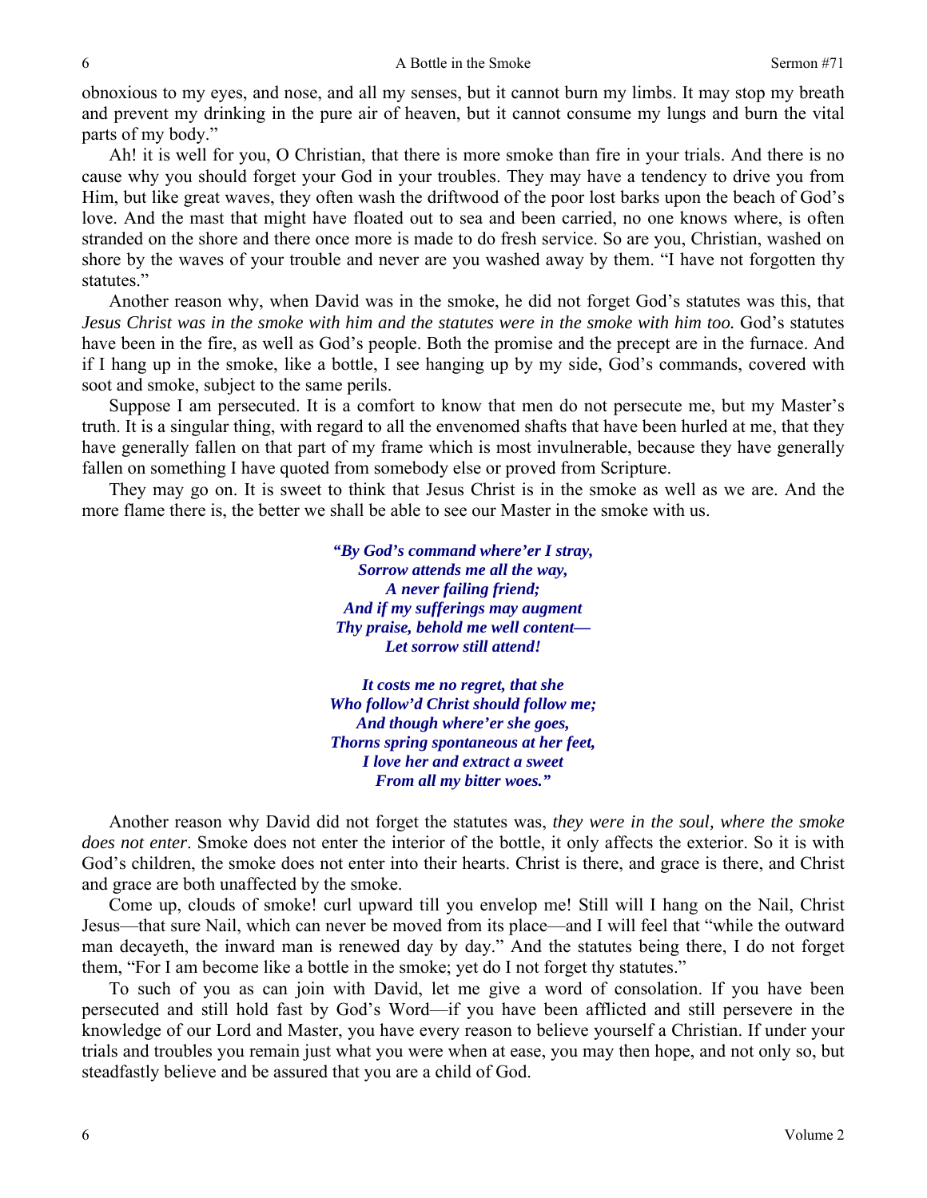obnoxious to my eyes, and nose, and all my senses, but it cannot burn my limbs. It may stop my breath and prevent my drinking in the pure air of heaven, but it cannot consume my lungs and burn the vital parts of my body."

Ah! it is well for you, O Christian, that there is more smoke than fire in your trials. And there is no cause why you should forget your God in your troubles. They may have a tendency to drive you from Him, but like great waves, they often wash the driftwood of the poor lost barks upon the beach of God's love. And the mast that might have floated out to sea and been carried, no one knows where, is often stranded on the shore and there once more is made to do fresh service. So are you, Christian, washed on shore by the waves of your trouble and never are you washed away by them. "I have not forgotten thy statutes."

Another reason why, when David was in the smoke, he did not forget God's statutes was this, that *Jesus Christ was in the smoke with him and the statutes were in the smoke with him too.* God's statutes have been in the fire, as well as God's people. Both the promise and the precept are in the furnace. And if I hang up in the smoke, like a bottle, I see hanging up by my side, God's commands, covered with soot and smoke, subject to the same perils.

Suppose I am persecuted. It is a comfort to know that men do not persecute me, but my Master's truth. It is a singular thing, with regard to all the envenomed shafts that have been hurled at me, that they have generally fallen on that part of my frame which is most invulnerable, because they have generally fallen on something I have quoted from somebody else or proved from Scripture.

They may go on. It is sweet to think that Jesus Christ is in the smoke as well as we are. And the more flame there is, the better we shall be able to see our Master in the smoke with us.

> ***"By God's command where'er I stray,***
> ***Sorrow attends me all the way,***
> ***A never failing friend;***
> ***And if my sufferings may augment***
> ***Thy praise, behold me well content—***
> ***Let sorrow still attend!***
>
> ***It costs me no regret, that she***
> ***Who follow'd Christ should follow me;***
> ***And though where'er she goes,***
> ***Thorns spring spontaneous at her feet,***
> ***I love her and extract a sweet***
> ***From all my bitter woes."***

Another reason why David did not forget the statutes was, *they were in the soul, where the smoke does not enter*. Smoke does not enter the interior of the bottle, it only affects the exterior. So it is with God's children, the smoke does not enter into their hearts. Christ is there, and grace is there, and Christ and grace are both unaffected by the smoke.

Come up, clouds of smoke! curl upward till you envelop me! Still will I hang on the Nail, Christ Jesus—that sure Nail, which can never be moved from its place—and I will feel that "while the outward man decayeth, the inward man is renewed day by day." And the statutes being there, I do not forget them, "For I am become like a bottle in the smoke; yet do I not forget thy statutes."

To such of you as can join with David, let me give a word of consolation. If you have been persecuted and still hold fast by God's Word—if you have been afflicted and still persevere in the knowledge of our Lord and Master, you have every reason to believe yourself a Christian. If under your trials and troubles you remain just what you were when at ease, you may then hope, and not only so, but steadfastly believe and be assured that you are a child of God.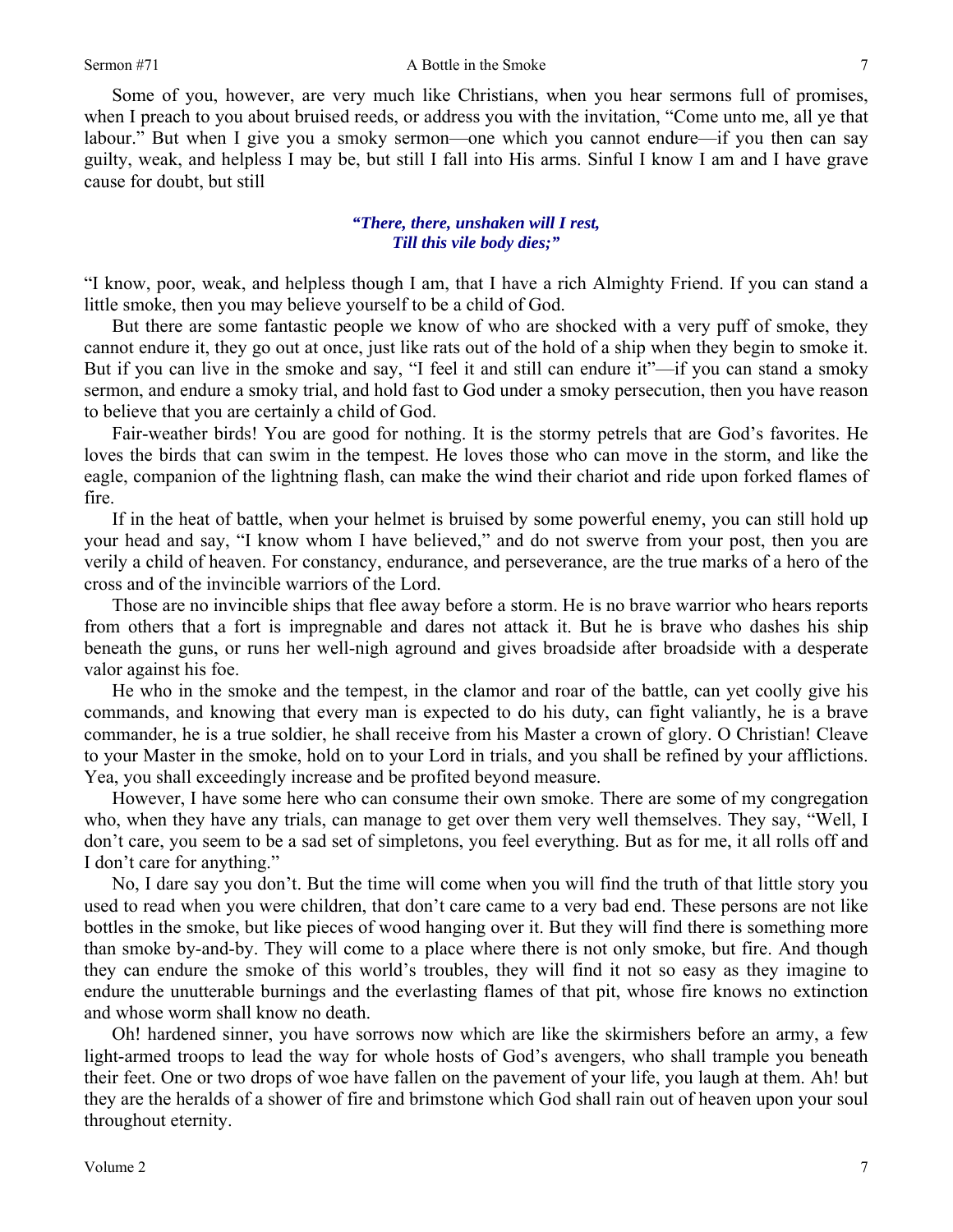Some of you, however, are very much like Christians, when you hear sermons full of promises, when I preach to you about bruised reeds, or address you with the invitation, "Come unto me, all ye that labour." But when I give you a smoky sermon—one which you cannot endure—if you then can say guilty, weak, and helpless I may be, but still I fall into His arms. Sinful I know I am and I have grave cause for doubt, but still

> ***"There, there, unshaken will I rest,***
> ***Till this vile body dies;"***

"I know, poor, weak, and helpless though I am, that I have a rich Almighty Friend. If you can stand a little smoke, then you may believe yourself to be a child of God.

But there are some fantastic people we know of who are shocked with a very puff of smoke, they cannot endure it, they go out at once, just like rats out of the hold of a ship when they begin to smoke it. But if you can live in the smoke and say, "I feel it and still can endure it"—if you can stand a smoky sermon, and endure a smoky trial, and hold fast to God under a smoky persecution, then you have reason to believe that you are certainly a child of God.

Fair-weather birds! You are good for nothing. It is the stormy petrels that are God's favorites. He loves the birds that can swim in the tempest. He loves those who can move in the storm, and like the eagle, companion of the lightning flash, can make the wind their chariot and ride upon forked flames of fire.

If in the heat of battle, when your helmet is bruised by some powerful enemy, you can still hold up your head and say, "I know whom I have believed," and do not swerve from your post, then you are verily a child of heaven. For constancy, endurance, and perseverance, are the true marks of a hero of the cross and of the invincible warriors of the Lord.

Those are no invincible ships that flee away before a storm. He is no brave warrior who hears reports from others that a fort is impregnable and dares not attack it. But he is brave who dashes his ship beneath the guns, or runs her well-nigh aground and gives broadside after broadside with a desperate valor against his foe.

He who in the smoke and the tempest, in the clamor and roar of the battle, can yet coolly give his commands, and knowing that every man is expected to do his duty, can fight valiantly, he is a brave commander, he is a true soldier, he shall receive from his Master a crown of glory. O Christian! Cleave to your Master in the smoke, hold on to your Lord in trials, and you shall be refined by your afflictions. Yea, you shall exceedingly increase and be profited beyond measure.

However, I have some here who can consume their own smoke. There are some of my congregation who, when they have any trials, can manage to get over them very well themselves. They say, "Well, I don't care, you seem to be a sad set of simpletons, you feel everything. But as for me, it all rolls off and I don't care for anything."

No, I dare say you don't. But the time will come when you will find the truth of that little story you used to read when you were children, that don't care came to a very bad end. These persons are not like bottles in the smoke, but like pieces of wood hanging over it. But they will find there is something more than smoke by-and-by. They will come to a place where there is not only smoke, but fire. And though they can endure the smoke of this world's troubles, they will find it not so easy as they imagine to endure the unutterable burnings and the everlasting flames of that pit, whose fire knows no extinction and whose worm shall know no death.

Oh! hardened sinner, you have sorrows now which are like the skirmishers before an army, a few light-armed troops to lead the way for whole hosts of God's avengers, who shall trample you beneath their feet. One or two drops of woe have fallen on the pavement of your life, you laugh at them. Ah! but they are the heralds of a shower of fire and brimstone which God shall rain out of heaven upon your soul throughout eternity.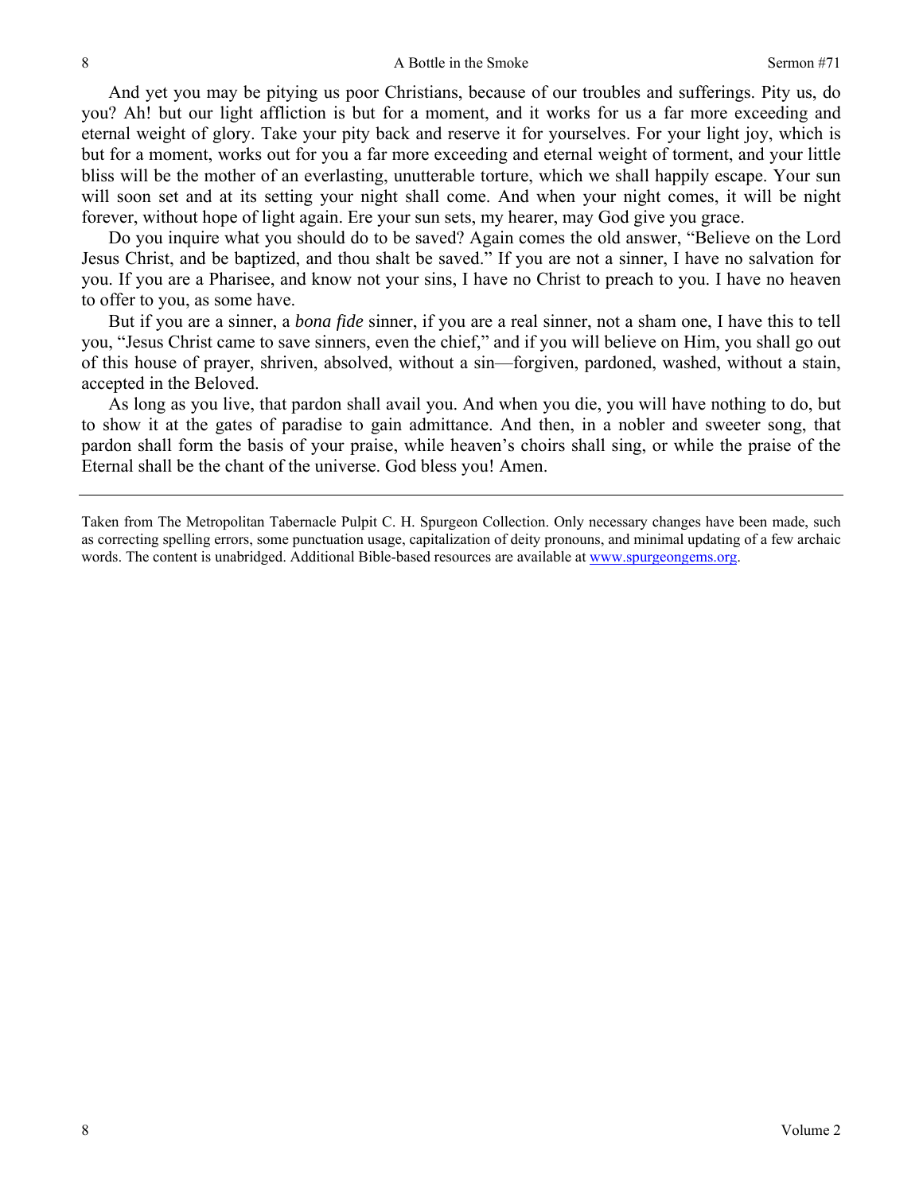And yet you may be pitying us poor Christians, because of our troubles and sufferings. Pity us, do you? Ah! but our light affliction is but for a moment, and it works for us a far more exceeding and eternal weight of glory. Take your pity back and reserve it for yourselves. For your light joy, which is but for a moment, works out for you a far more exceeding and eternal weight of torment, and your little bliss will be the mother of an everlasting, unutterable torture, which we shall happily escape. Your sun will soon set and at its setting your night shall come. And when your night comes, it will be night forever, without hope of light again. Ere your sun sets, my hearer, may God give you grace.

Do you inquire what you should do to be saved? Again comes the old answer, "Believe on the Lord Jesus Christ, and be baptized, and thou shalt be saved." If you are not a sinner, I have no salvation for you. If you are a Pharisee, and know not your sins, I have no Christ to preach to you. I have no heaven to offer to you, as some have.

But if you are a sinner, a *bona fide* sinner, if you are a real sinner, not a sham one, I have this to tell you, "Jesus Christ came to save sinners, even the chief," and if you will believe on Him, you shall go out of this house of prayer, shriven, absolved, without a sin—forgiven, pardoned, washed, without a stain, accepted in the Beloved.

As long as you live, that pardon shall avail you. And when you die, you will have nothing to do, but to show it at the gates of paradise to gain admittance. And then, in a nobler and sweeter song, that pardon shall form the basis of your praise, while heaven's choirs shall sing, or while the praise of the Eternal shall be the chant of the universe. God bless you! Amen.

---

Taken from The Metropolitan Tabernacle Pulpit C. H. Spurgeon Collection. Only necessary changes have been made, such as correcting spelling errors, some punctuation usage, capitalization of deity pronouns, and minimal updating of a few archaic words. The content is unabridged. Additional Bible-based resources are available at [www.spurgeongems.org](http://www.spurgeongems.org).